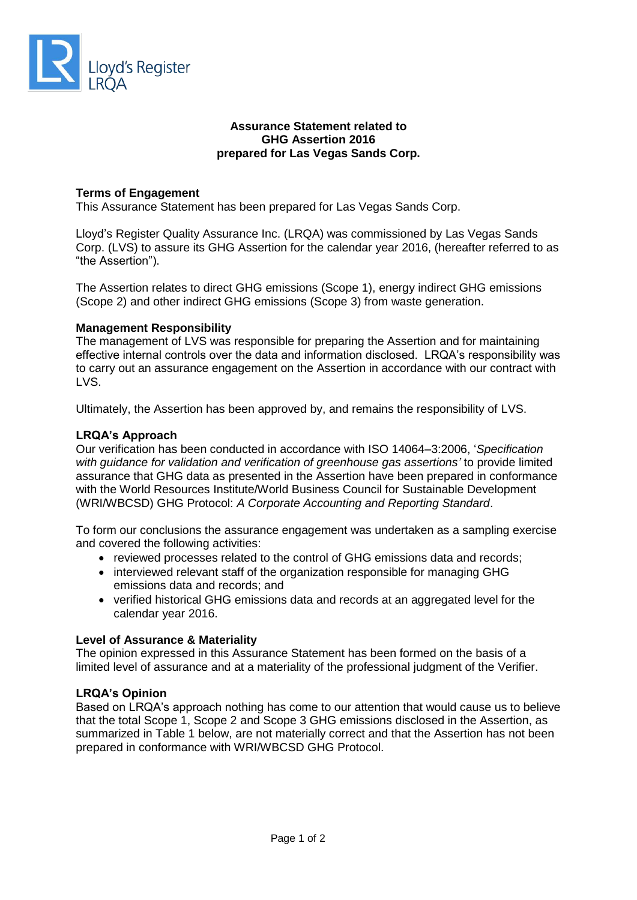Lloyd's Register LRQA

**Assurance Statement related to GHG Assertion 2016 prepared for Las Vegas Sands Corp.**

### Terms of Engagement

This Assurance Statement has been prepared for Las Vegas Sands Corp.

Lloyd's Register Quality Assurance Inc. (LRQA) was commissioned by Las Vegas Sands Corp. (LVS) to assure its GHG Assertion for the calendar year 2016, (hereafter referred to as "the Assertion").

The Assertion relates to direct GHG emissions (Scope 1), energy indirect GHG emissions (Scope 2) and other indirect GHG emissions (Scope 3) from waste generation.

### Management Responsibility

The management of LVS was responsible for preparing the Assertion and for maintaining effective internal controls over the data and information disclosed. LRQA's responsibility was to carry out an assurance engagement on the Assertion in accordance with our contract with LVS.

Ultimately, the Assertion has been approved by, and remains the responsibility of LVS.

### LRQA's Approach

Our verification has been conducted in accordance with ISO 14064–3:2006, '*Specification with guidance for validation and verification of greenhouse gas assertions'* to provide limited assurance that GHG data as presented in the Assertion have been prepared in conformance with the World Resources Institute/World Business Council for Sustainable Development (WRI/WBCSD) GHG Protocol: *A Corporate Accounting and Reporting Standard*.

To form our conclusions the assurance engagement was undertaken as a sampling exercise and covered the following activities:

- reviewed processes related to the control of GHG emissions data and records;
- interviewed relevant staff of the organization responsible for managing GHG emissions data and records; and
- verified historical GHG emissions data and records at an aggregated level for the calendar year 2016.

### Level of Assurance & Materiality

The opinion expressed in this Assurance Statement has been formed on the basis of a limited level of assurance and at a materiality of the professional judgment of the Verifier.

### LRQA's Opinion

Based on LRQA's approach nothing has come to our attention that would cause us to believe that the total Scope 1, Scope 2 and Scope 3 GHG emissions disclosed in the Assertion, as summarized in Table 1 below, are not materially correct and that the Assertion has not been prepared in conformance with WRI/WBCSD GHG Protocol.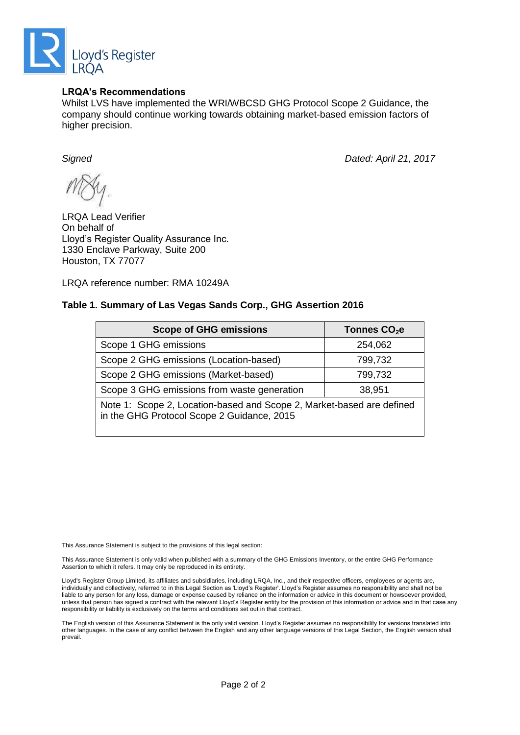**LRQA's Recommendations**

Whilst LVS have implemented the WRI/WBCSD GHG Protocol Scope 2 Guidance, the company should continue working towards obtaining market-based emission factors of higher precision.

*Signed* *Dated: April 21, 2017*

LRQA Lead Verifier
On behalf of
Lloyd's Register Quality Assurance Inc.
1330 Enclave Parkway, Suite 200
Houston, TX 77077

LRQA reference number: RMA 10249A

**Table 1. Summary of Las Vegas Sands Corp., GHG Assertion 2016**

| Scope of GHG emissions | Tonnes $CO_2$e |
|---|---|
| Scope 1 GHG emissions | 254,062 |
| Scope 2 GHG emissions (Location-based) | 799,732 |
| Scope 2 GHG emissions (Market-based) | 799,732 |
| Scope 3 GHG emissions from waste generation | 38,951 |
| Note 1: Scope 2, Location-based and Scope 2, Market-based are defined in the GHG Protocol Scope 2 Guidance, 2015 | |

This Assurance Statement is subject to the provisions of this legal section:

This Assurance Statement is only valid when published with a summary of the GHG Emissions Inventory, or the entire GHG Performance Assertion to which it refers. It may only be reproduced in its entirety.

Lloyd's Register Group Limited, its affiliates and subsidiaries, including LRQA, Inc., and their respective officers, employees or agents are, individually and collectively, referred to in this Legal Section as 'Lloyd's Register'. Lloyd's Register assumes no responsibility and shall not be liable to any person for any loss, damage or expense caused by reliance on the information or advice in this document or howsoever provided, unless that person has signed a contract with the relevant Lloyd's Register entity for the provision of this information or advice and in that case any responsibility or liability is exclusively on the terms and conditions set out in that contract.

The English version of this Assurance Statement is the only valid version. Lloyd's Register assumes no responsibility for versions translated into other languages. In the case of any conflict between the English and any other language versions of this Legal Section, the English version shall prevail.